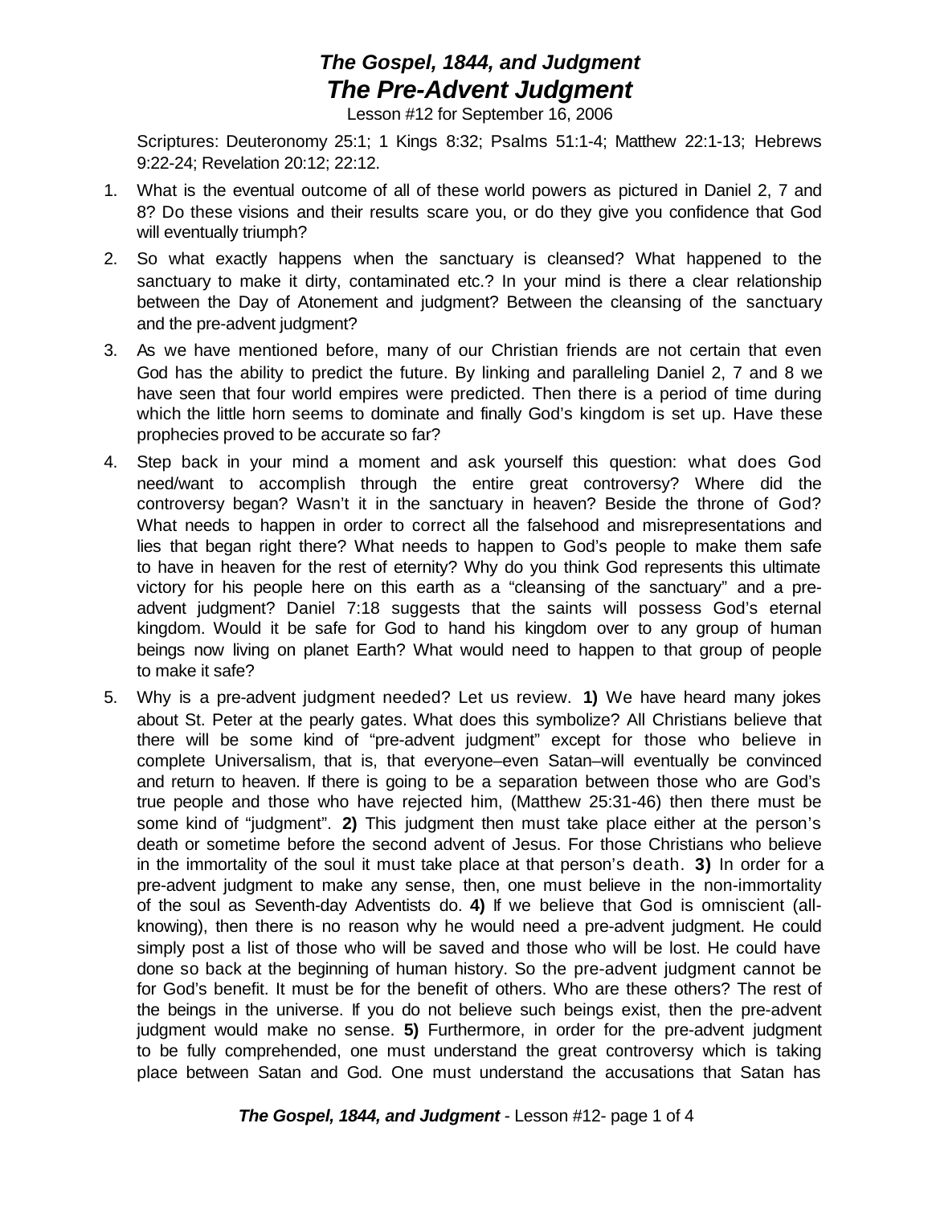# *The Gospel, 1844, and Judgment*
## *The Pre-Advent Judgment*

Lesson #12 for September 16, 2006

Scriptures: Deuteronomy 25:1; 1 Kings 8:32; Psalms 51:1-4; Matthew 22:1-13; Hebrews 9:22-24; Revelation 20:12; 22:12.

1. What is the eventual outcome of all of these world powers as pictured in Daniel 2, 7 and 8? Do these visions and their results scare you, or do they give you confidence that God will eventually triumph?
2. So what exactly happens when the sanctuary is cleansed? What happened to the sanctuary to make it dirty, contaminated etc.? In your mind is there a clear relationship between the Day of Atonement and judgment? Between the cleansing of the sanctuary and the pre-advent judgment?
3. As we have mentioned before, many of our Christian friends are not certain that even God has the ability to predict the future. By linking and paralleling Daniel 2, 7 and 8 we have seen that four world empires were predicted. Then there is a period of time during which the little horn seems to dominate and finally God's kingdom is set up. Have these prophecies proved to be accurate so far?
4. Step back in your mind a moment and ask yourself this question: what does God need/want to accomplish through the entire great controversy? Where did the controversy began? Wasn't it in the sanctuary in heaven? Beside the throne of God? What needs to happen in order to correct all the falsehood and misrepresentations and lies that began right there? What needs to happen to God's people to make them safe to have in heaven for the rest of eternity? Why do you think God represents this ultimate victory for his people here on this earth as a "cleansing of the sanctuary" and a pre-advent judgment? Daniel 7:18 suggests that the saints will possess God's eternal kingdom. Would it be safe for God to hand his kingdom over to any group of human beings now living on planet Earth? What would need to happen to that group of people to make it safe?
5. Why is a pre-advent judgment needed? Let us review. **1)** We have heard many jokes about St. Peter at the pearly gates. What does this symbolize? All Christians believe that there will be some kind of "pre-advent judgment" except for those who believe in complete Universalism, that is, that everyone–even Satan–will eventually be convinced and return to heaven. If there is going to be a separation between those who are God's true people and those who have rejected him, (Matthew 25:31-46) then there must be some kind of "judgment". **2)** This judgment then must take place either at the person's death or sometime before the second advent of Jesus. For those Christians who believe in the immortality of the soul it must take place at that person's death. **3)** In order for a pre-advent judgment to make any sense, then, one must believe in the non-immortality of the soul as Seventh-day Adventists do. **4)** If we believe that God is omniscient (all-knowing), then there is no reason why he would need a pre-advent judgment. He could simply post a list of those who will be saved and those who will be lost. He could have done so back at the beginning of human history. So the pre-advent judgment cannot be for God's benefit. It must be for the benefit of others. Who are these others? The rest of the beings in the universe. If you do not believe such beings exist, then the pre-advent judgment would make no sense. **5)** Furthermore, in order for the pre-advent judgment to be fully comprehended, one must understand the great controversy which is taking place between Satan and God. One must understand the accusations that Satan has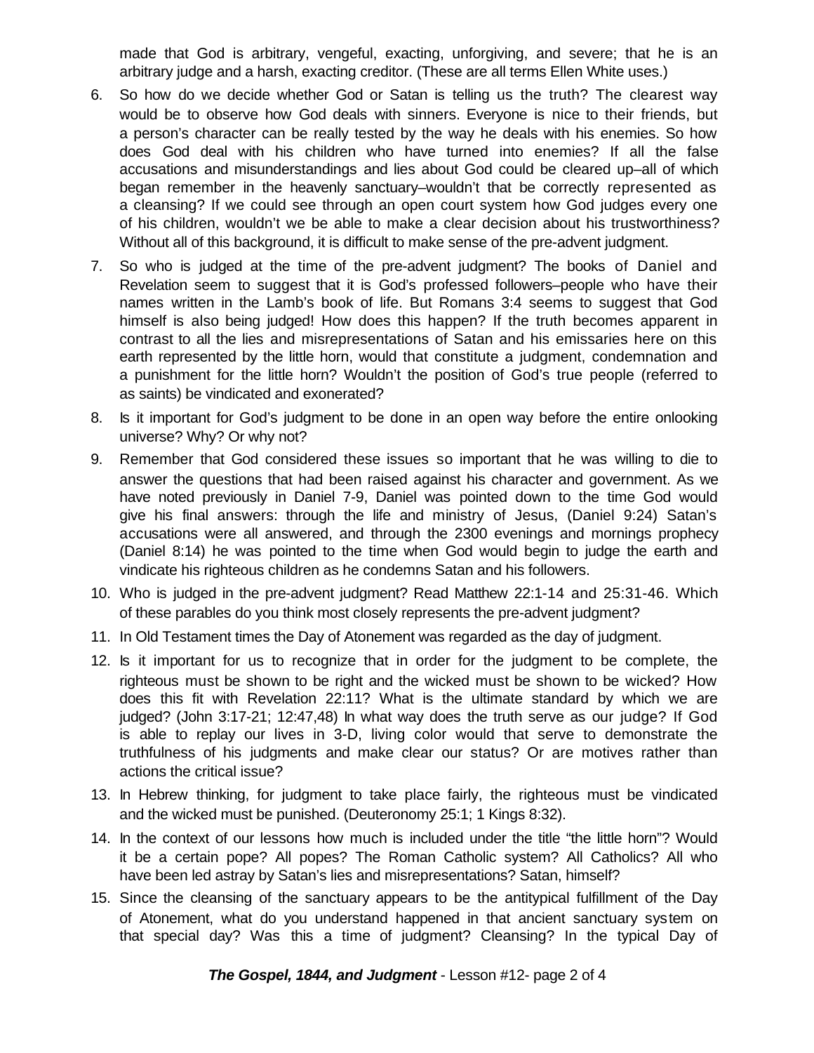made that God is arbitrary, vengeful, exacting, unforgiving, and severe; that he is an arbitrary judge and a harsh, exacting creditor. (These are all terms Ellen White uses.)

6. So how do we decide whether God or Satan is telling us the truth? The clearest way would be to observe how God deals with sinners. Everyone is nice to their friends, but a person's character can be really tested by the way he deals with his enemies. So how does God deal with his children who have turned into enemies? If all the false accusations and misunderstandings and lies about God could be cleared up–all of which began remember in the heavenly sanctuary–wouldn't that be correctly represented as a cleansing? If we could see through an open court system how God judges every one of his children, wouldn't we be able to make a clear decision about his trustworthiness? Without all of this background, it is difficult to make sense of the pre-advent judgment.
7. So who is judged at the time of the pre-advent judgment? The books of Daniel and Revelation seem to suggest that it is God's professed followers–people who have their names written in the Lamb's book of life. But Romans 3:4 seems to suggest that God himself is also being judged! How does this happen? If the truth becomes apparent in contrast to all the lies and misrepresentations of Satan and his emissaries here on this earth represented by the little horn, would that constitute a judgment, condemnation and a punishment for the little horn? Wouldn't the position of God's true people (referred to as saints) be vindicated and exonerated?
8. Is it important for God's judgment to be done in an open way before the entire onlooking universe? Why? Or why not?
9. Remember that God considered these issues so important that he was willing to die to answer the questions that had been raised against his character and government. As we have noted previously in Daniel 7-9, Daniel was pointed down to the time God would give his final answers: through the life and ministry of Jesus, (Daniel 9:24) Satan's accusations were all answered, and through the 2300 evenings and mornings prophecy (Daniel 8:14) he was pointed to the time when God would begin to judge the earth and vindicate his righteous children as he condemns Satan and his followers.
10. Who is judged in the pre-advent judgment? Read Matthew 22:1-14 and 25:31-46. Which of these parables do you think most closely represents the pre-advent judgment?
11. In Old Testament times the Day of Atonement was regarded as the day of judgment.
12. Is it important for us to recognize that in order for the judgment to be complete, the righteous must be shown to be right and the wicked must be shown to be wicked? How does this fit with Revelation 22:11? What is the ultimate standard by which we are judged? (John 3:17-21; 12:47,48) In what way does the truth serve as our judge? If God is able to replay our lives in 3-D, living color would that serve to demonstrate the truthfulness of his judgments and make clear our status? Or are motives rather than actions the critical issue?
13. In Hebrew thinking, for judgment to take place fairly, the righteous must be vindicated and the wicked must be punished. (Deuteronomy 25:1; 1 Kings 8:32).
14. In the context of our lessons how much is included under the title "the little horn"? Would it be a certain pope? All popes? The Roman Catholic system? All Catholics? All who have been led astray by Satan's lies and misrepresentations? Satan, himself?
15. Since the cleansing of the sanctuary appears to be the antitypical fulfillment of the Day of Atonement, what do you understand happened in that ancient sanctuary system on that special day? Was this a time of judgment? Cleansing? In the typical Day of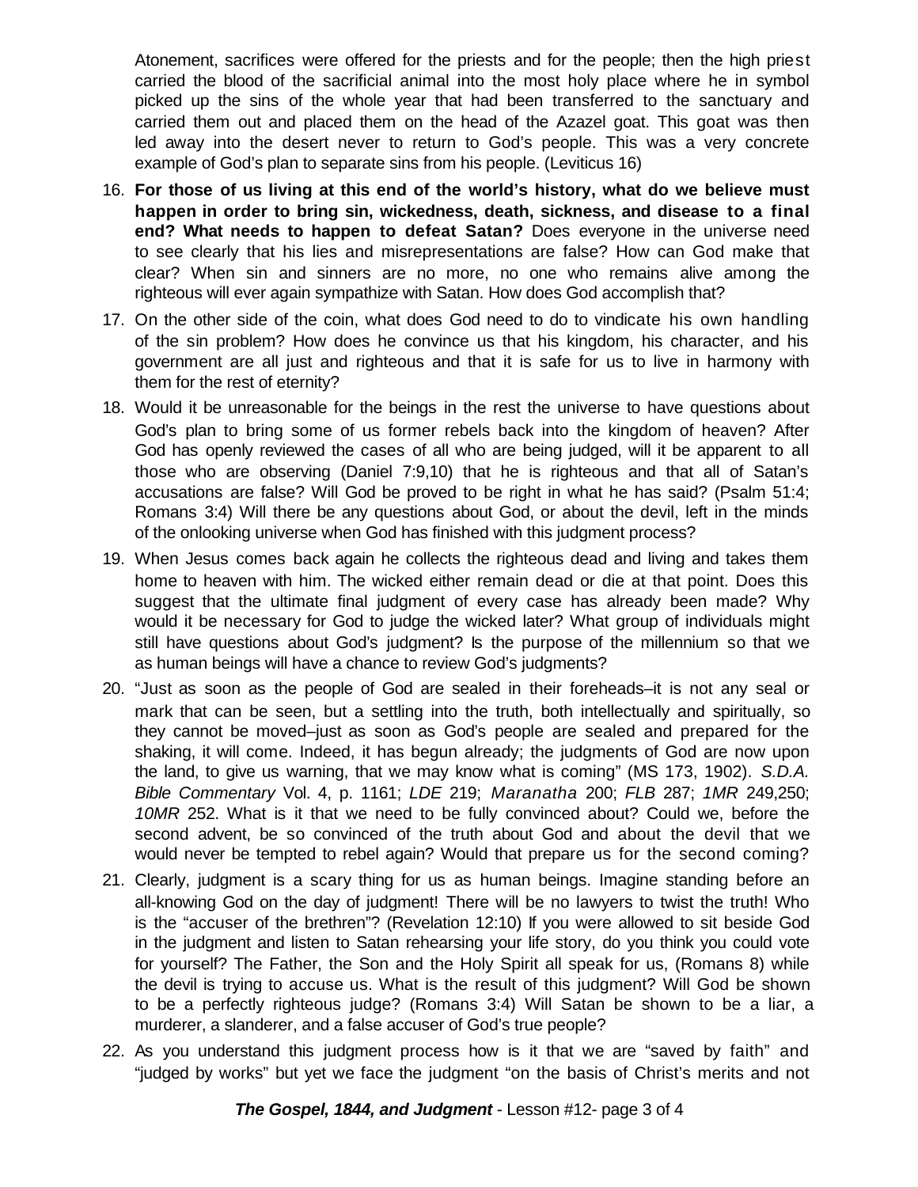Atonement, sacrifices were offered for the priests and for the people; then the high priest carried the blood of the sacrificial animal into the most holy place where he in symbol picked up the sins of the whole year that had been transferred to the sanctuary and carried them out and placed them on the head of the Azazel goat. This goat was then led away into the desert never to return to God's people. This was a very concrete example of God's plan to separate sins from his people. (Leviticus 16)

16. **For those of us living at this end of the world's history, what do we believe must happen in order to bring sin, wickedness, death, sickness, and disease to a final end? What needs to happen to defeat Satan?** Does everyone in the universe need to see clearly that his lies and misrepresentations are false? How can God make that clear? When sin and sinners are no more, no one who remains alive among the righteous will ever again sympathize with Satan. How does God accomplish that?

17. On the other side of the coin, what does God need to do to vindicate his own handling of the sin problem? How does he convince us that his kingdom, his character, and his government are all just and righteous and that it is safe for us to live in harmony with them for the rest of eternity?

18. Would it be unreasonable for the beings in the rest the universe to have questions about God's plan to bring some of us former rebels back into the kingdom of heaven? After God has openly reviewed the cases of all who are being judged, will it be apparent to all those who are observing (Daniel 7:9,10) that he is righteous and that all of Satan's accusations are false? Will God be proved to be right in what he has said? (Psalm 51:4; Romans 3:4) Will there be any questions about God, or about the devil, left in the minds of the onlooking universe when God has finished with this judgment process?

19. When Jesus comes back again he collects the righteous dead and living and takes them home to heaven with him. The wicked either remain dead or die at that point. Does this suggest that the ultimate final judgment of every case has already been made? Why would it be necessary for God to judge the wicked later? What group of individuals might still have questions about God's judgment? Is the purpose of the millennium so that we as human beings will have a chance to review God's judgments?

20. "Just as soon as the people of God are sealed in their foreheads–it is not any seal or mark that can be seen, but a settling into the truth, both intellectually and spiritually, so they cannot be moved–just as soon as God's people are sealed and prepared for the shaking, it will come. Indeed, it has begun already; the judgments of God are now upon the land, to give us warning, that we may know what is coming" (MS 173, 1902). *S.D.A. Bible Commentary* Vol. 4, p. 1161; *LDE* 219; *Maranatha* 200; *FLB* 287; *1MR* 249,250; *10MR* 252. What is it that we need to be fully convinced about? Could we, before the second advent, be so convinced of the truth about God and about the devil that we would never be tempted to rebel again? Would that prepare us for the second coming?

21. Clearly, judgment is a scary thing for us as human beings. Imagine standing before an all-knowing God on the day of judgment! There will be no lawyers to twist the truth! Who is the "accuser of the brethren"? (Revelation 12:10) If you were allowed to sit beside God in the judgment and listen to Satan rehearsing your life story, do you think you could vote for yourself? The Father, the Son and the Holy Spirit all speak for us, (Romans 8) while the devil is trying to accuse us. What is the result of this judgment? Will God be shown to be a perfectly righteous judge? (Romans 3:4) Will Satan be shown to be a liar, a murderer, a slanderer, and a false accuser of God's true people?

22. As you understand this judgment process how is it that we are "saved by faith" and "judged by works" but yet we face the judgment "on the basis of Christ's merits and not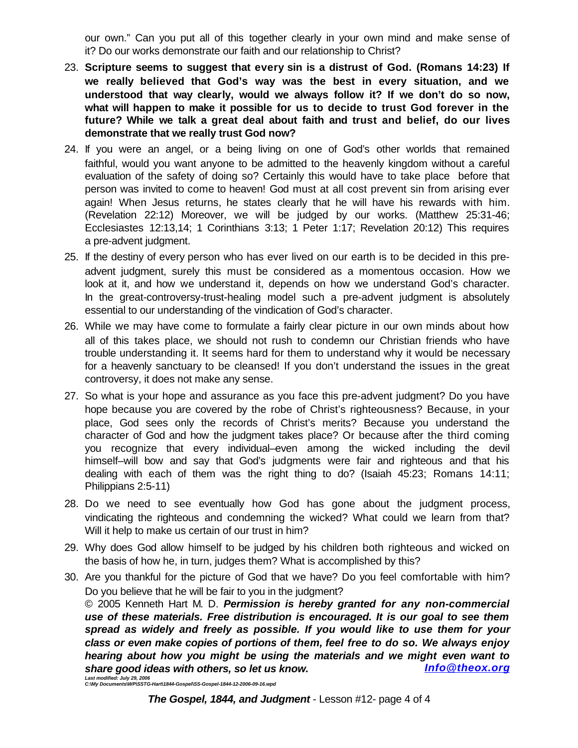our own." Can you put all of this together clearly in your own mind and make sense of it? Do our works demonstrate our faith and our relationship to Christ?

23. **Scripture seems to suggest that every sin is a distrust of God. (Romans 14:23) If we really believed that God's way was the best in every situation, and we understood that way clearly, would we always follow it? If we don't do so now, what will happen to make it possible for us to decide to trust God forever in the future? While we talk a great deal about faith and trust and belief, do our lives demonstrate that we really trust God now?**

24. If you were an angel, or a being living on one of God's other worlds that remained faithful, would you want anyone to be admitted to the heavenly kingdom without a careful evaluation of the safety of doing so? Certainly this would have to take place before that person was invited to come to heaven! God must at all cost prevent sin from arising ever again! When Jesus returns, he states clearly that he will have his rewards with him. (Revelation 22:12) Moreover, we will be judged by our works. (Matthew 25:31-46; Ecclesiastes 12:13,14; 1 Corinthians 3:13; 1 Peter 1:17; Revelation 20:12) This requires a pre-advent judgment.

25. If the destiny of every person who has ever lived on our earth is to be decided in this pre-advent judgment, surely this must be considered as a momentous occasion. How we look at it, and how we understand it, depends on how we understand God's character. In the great-controversy-trust-healing model such a pre-advent judgment is absolutely essential to our understanding of the vindication of God's character.

26. While we may have come to formulate a fairly clear picture in our own minds about how all of this takes place, we should not rush to condemn our Christian friends who have trouble understanding it. It seems hard for them to understand why it would be necessary for a heavenly sanctuary to be cleansed! If you don't understand the issues in the great controversy, it does not make any sense.

27. So what is your hope and assurance as you face this pre-advent judgment? Do you have hope because you are covered by the robe of Christ's righteousness? Because, in your place, God sees only the records of Christ's merits? Because you understand the character of God and how the judgment takes place? Or because after the third coming you recognize that every individual–even among the wicked including the devil himself–will bow and say that God's judgments were fair and righteous and that his dealing with each of them was the right thing to do? (Isaiah 45:23; Romans 14:11; Philippians 2:5-11)

28. Do we need to see eventually how God has gone about the judgment process, vindicating the righteous and condemning the wicked? What could we learn from that? Will it help to make us certain of our trust in him?

29. Why does God allow himself to be judged by his children both righteous and wicked on the basis of how he, in turn, judges them? What is accomplished by this?

30. Are you thankful for the picture of God that we have? Do you feel comfortable with him? Do you believe that he will be fair to you in the judgment?

© 2005 Kenneth Hart M. D. ***Permission is hereby granted for any non-commercial use of these materials. Free distribution is encouraged. It is our goal to see them spread as widely and freely as possible. If you would like to use them for your class or even make copies of portions of them, feel free to do so. We always enjoy hearing about how you might be using the materials and we might even want to share good ideas with others, so let us know.*** ***Info@theox.org***

***Last modified: July 29, 2006***
***C:\My Documents\WP\SSTG-Hart\1844-Gospel\SS-Gospel-1844-12-2006-09-16.wpd***